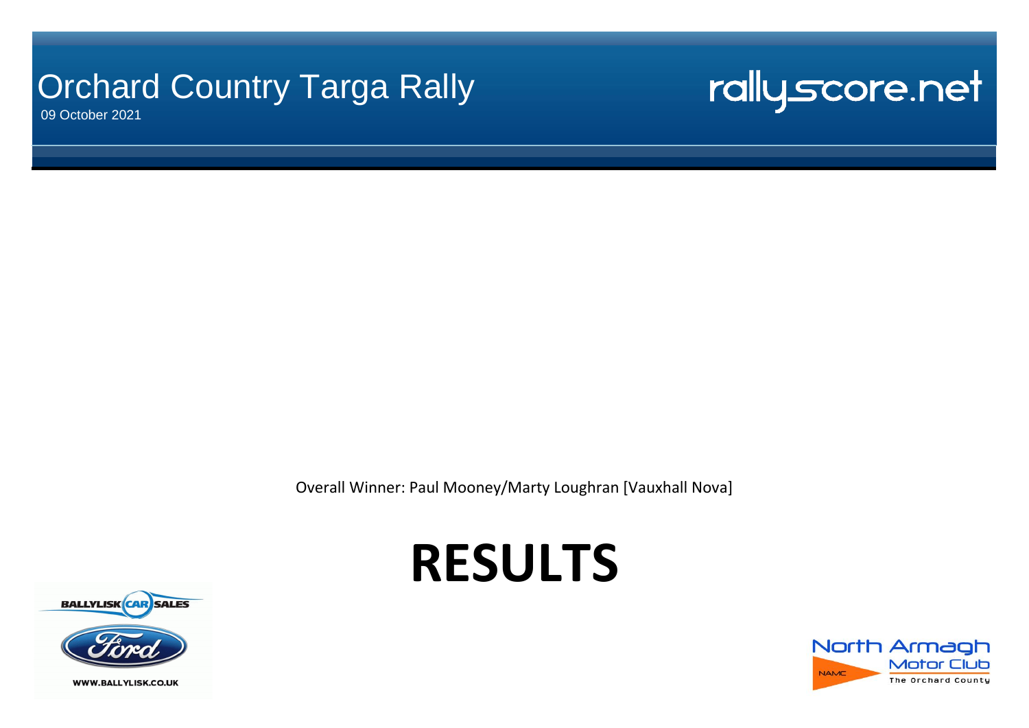# Orchard Country Targa Rally

09 October 2021

rallyscore.net

Overall Winner: Paul Mooney/Marty Loughran [Vauxhall Nova]

# RESULTS

BALLYLISK CAR SALES

Ford

WWW.BALLYLISK.CO.UK

North Armagh Motor Club

NAMC

The Orchard County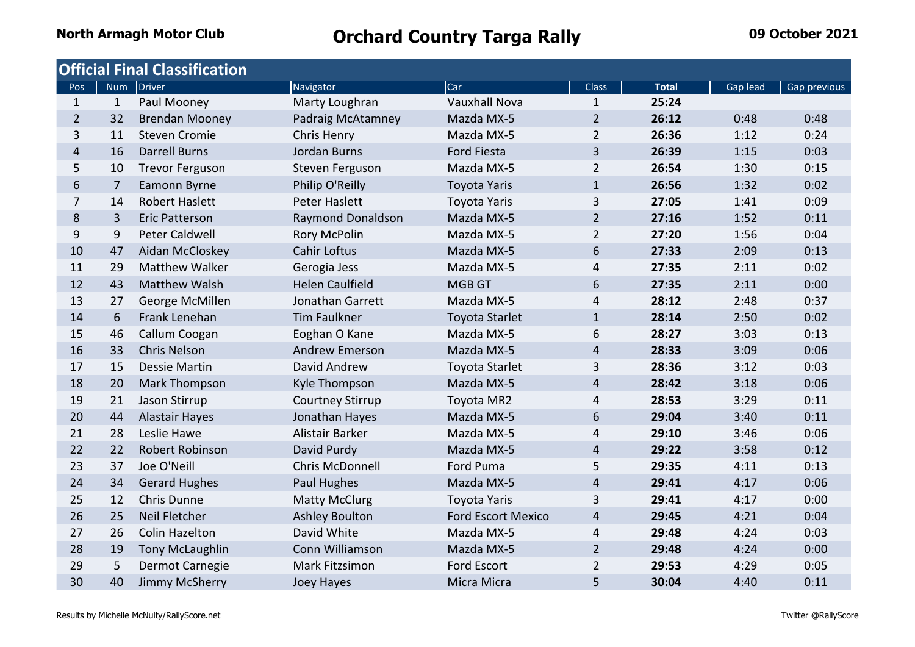**North Armagh Motor Club**

# Orchard Country Targa Rally

**09 October 2021**

## Official Final Classification

| Pos | Num | Driver | Navigator | Car | Class | Total | Gap lead | Gap previous |
|---|---|---|---|---|---|---|---|---|
| 1 | 1 | Paul Mooney | Marty Loughran | Vauxhall Nova | 1 | **25:24** | | |
| 2 | 32 | Brendan Mooney | Padraig McAtamney | Mazda MX-5 | 2 | **26:12** | 0:48 | 0:48 |
| 3 | 11 | Steven Cromie | Chris Henry | Mazda MX-5 | 2 | **26:36** | 1:12 | 0:24 |
| 4 | 16 | Darrell Burns | Jordan Burns | Ford Fiesta | 3 | **26:39** | 1:15 | 0:03 |
| 5 | 10 | Trevor Ferguson | Steven Ferguson | Mazda MX-5 | 2 | **26:54** | 1:30 | 0:15 |
| 6 | 7 | Eamonn Byrne | Philip O'Reilly | Toyota Yaris | 1 | **26:56** | 1:32 | 0:02 |
| 7 | 14 | Robert Haslett | Peter Haslett | Toyota Yaris | 3 | **27:05** | 1:41 | 0:09 |
| 8 | 3 | Eric Patterson | Raymond Donaldson | Mazda MX-5 | 2 | **27:16** | 1:52 | 0:11 |
| 9 | 9 | Peter Caldwell | Rory McPolin | Mazda MX-5 | 2 | **27:20** | 1:56 | 0:04 |
| 10 | 47 | Aidan McCloskey | Cahir Loftus | Mazda MX-5 | 6 | **27:33** | 2:09 | 0:13 |
| 11 | 29 | Matthew Walker | Gerogia Jess | Mazda MX-5 | 4 | **27:35** | 2:11 | 0:02 |
| 12 | 43 | Matthew Walsh | Helen Caulfield | MGB GT | 6 | **27:35** | 2:11 | 0:00 |
| 13 | 27 | George McMillen | Jonathan Garrett | Mazda MX-5 | 4 | **28:12** | 2:48 | 0:37 |
| 14 | 6 | Frank Lenehan | Tim Faulkner | Toyota Starlet | 1 | **28:14** | 2:50 | 0:02 |
| 15 | 46 | Callum Coogan | Eoghan O Kane | Mazda MX-5 | 6 | **28:27** | 3:03 | 0:13 |
| 16 | 33 | Chris Nelson | Andrew Emerson | Mazda MX-5 | 4 | **28:33** | 3:09 | 0:06 |
| 17 | 15 | Dessie Martin | David Andrew | Toyota Starlet | 3 | **28:36** | 3:12 | 0:03 |
| 18 | 20 | Mark Thompson | Kyle Thompson | Mazda MX-5 | 4 | **28:42** | 3:18 | 0:06 |
| 19 | 21 | Jason Stirrup | Courtney Stirrup | Toyota MR2 | 4 | **28:53** | 3:29 | 0:11 |
| 20 | 44 | Alastair Hayes | Jonathan Hayes | Mazda MX-5 | 6 | **29:04** | 3:40 | 0:11 |
| 21 | 28 | Leslie Hawe | Alistair Barker | Mazda MX-5 | 4 | **29:10** | 3:46 | 0:06 |
| 22 | 22 | Robert Robinson | David Purdy | Mazda MX-5 | 4 | **29:22** | 3:58 | 0:12 |
| 23 | 37 | Joe O'Neill | Chris McDonnell | Ford Puma | 5 | **29:35** | 4:11 | 0:13 |
| 24 | 34 | Gerard Hughes | Paul Hughes | Mazda MX-5 | 4 | **29:41** | 4:17 | 0:06 |
| 25 | 12 | Chris Dunne | Matty McClurg | Toyota Yaris | 3 | **29:41** | 4:17 | 0:00 |
| 26 | 25 | Neil Fletcher | Ashley Boulton | Ford Escort Mexico | 4 | **29:45** | 4:21 | 0:04 |
| 27 | 26 | Colin Hazelton | David White | Mazda MX-5 | 4 | **29:48** | 4:24 | 0:03 |
| 28 | 19 | Tony McLaughlin | Conn Williamson | Mazda MX-5 | 2 | **29:48** | 4:24 | 0:00 |
| 29 | 5 | Dermot Carnegie | Mark Fitzsimon | Ford Escort | 2 | **29:53** | 4:29 | 0:05 |
| 30 | 40 | Jimmy McSherry | Joey Hayes | Micra Micra | 5 | **30:04** | 4:40 | 0:11 |

Results by Michelle McNulty/RallyScore.net

Twitter @RallyScore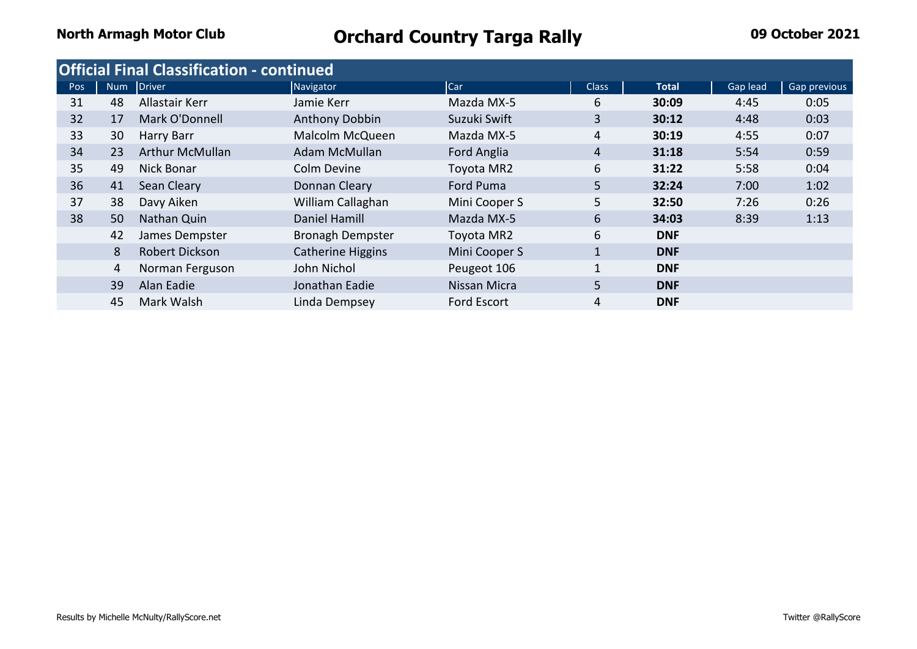North Armagh Motor Club

# Orchard Country Targa Rally

09 October 2021

## Official Final Classification - continued

| Pos | Num | Driver | Navigator | Car | Class | Total | Gap lead | Gap previous |
|---|---|---|---|---|---|---|---|---|
| 31 | 48 | Allastair Kerr | Jamie Kerr | Mazda MX-5 | 6 | **30:09** | 4:45 | 0:05 |
| 32 | 17 | Mark O'Donnell | Anthony Dobbin | Suzuki Swift | 3 | **30:12** | 4:48 | 0:03 |
| 33 | 30 | Harry Barr | Malcolm McQueen | Mazda MX-5 | 4 | **30:19** | 4:55 | 0:07 |
| 34 | 23 | Arthur McMullan | Adam McMullan | Ford Anglia | 4 | **31:18** | 5:54 | 0:59 |
| 35 | 49 | Nick Bonar | Colm Devine | Toyota MR2 | 6 | **31:22** | 5:58 | 0:04 |
| 36 | 41 | Sean Cleary | Donnan Cleary | Ford Puma | 5 | **32:24** | 7:00 | 1:02 |
| 37 | 38 | Davy Aiken | William Callaghan | Mini Cooper S | 5 | **32:50** | 7:26 | 0:26 |
| 38 | 50 | Nathan Quin | Daniel Hamill | Mazda MX-5 | 6 | **34:03** | 8:39 | 1:13 |
| | 42 | James Dempster | Bronagh Dempster | Toyota MR2 | 6 | **DNF** | | |
| | 8 | Robert Dickson | Catherine Higgins | Mini Cooper S | 1 | **DNF** | | |
| | 4 | Norman Ferguson | John Nichol | Peugeot 106 | 1 | **DNF** | | |
| | 39 | Alan Eadie | Jonathan Eadie | Nissan Micra | 5 | **DNF** | | |
| | 45 | Mark Walsh | Linda Dempsey | Ford Escort | 4 | **DNF** | | |

Results by Michelle McNulty/RallyScore.net

Twitter @RallyScore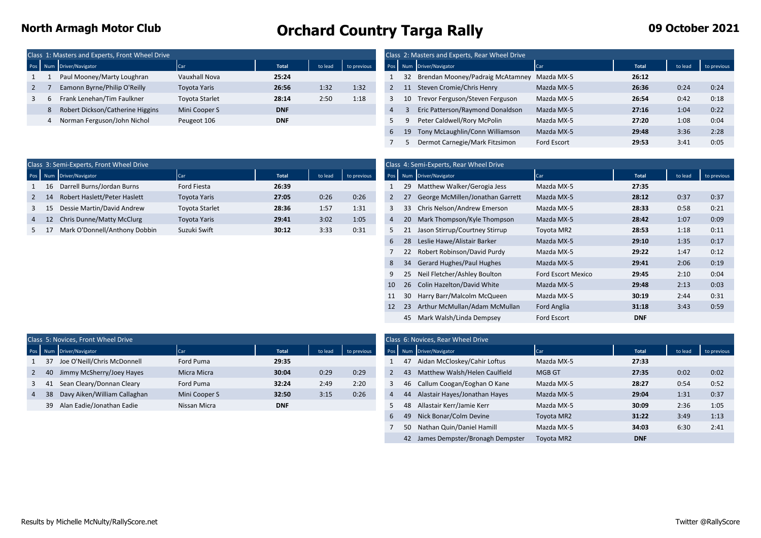# North Armagh Motor Club

# Orchard Country Targa Rally

**09 October 2021**

## Class 1: Masters and Experts, Front Wheel Drive

| Pos | Num | Driver/Navigator | Car | Total | to lead | to previous |
|---|---|---|---|---|---|---|
| 1 | 1 | Paul Mooney/Marty Loughran | Vauxhall Nova | **25:24** | | |
| 2 | 7 | Eamonn Byrne/Philip O'Reilly | Toyota Yaris | **26:56** | 1:32 | 1:32 |
| 3 | 6 | Frank Lenehan/Tim Faulkner | Toyota Starlet | **28:14** | 2:50 | 1:18 |
| | 8 | Robert Dickson/Catherine Higgins | Mini Cooper S | **DNF** | | |
| | 4 | Norman Ferguson/John Nichol | Peugeot 106 | **DNF** | | |

## Class 2: Masters and Experts, Rear Wheel Drive

| Pos | Num | Driver/Navigator | Car | Total | to lead | to previous |
|---|---|---|---|---|---|---|
| 1 | 32 | Brendan Mooney/Padraig McAtamney | Mazda MX-5 | **26:12** | | |
| 2 | 11 | Steven Cromie/Chris Henry | Mazda MX-5 | **26:36** | 0:24 | 0:24 |
| 3 | 10 | Trevor Ferguson/Steven Ferguson | Mazda MX-5 | **26:54** | 0:42 | 0:18 |
| 4 | 3 | Eric Patterson/Raymond Donaldson | Mazda MX-5 | **27:16** | 1:04 | 0:22 |
| 5 | 9 | Peter Caldwell/Rory McPolin | Mazda MX-5 | **27:20** | 1:08 | 0:04 |
| 6 | 19 | Tony McLaughlin/Conn Williamson | Mazda MX-5 | **29:48** | 3:36 | 2:28 |
| 7 | 5 | Dermot Carnegie/Mark Fitzsimon | Ford Escort | **29:53** | 3:41 | 0:05 |

## Class 3: Semi-Experts, Front Wheel Drive

| Pos | Num | Driver/Navigator | Car | Total | to lead | to previous |
|---|---|---|---|---|---|---|
| 1 | 16 | Darrell Burns/Jordan Burns | Ford Fiesta | **26:39** | | |
| 2 | 14 | Robert Haslett/Peter Haslett | Toyota Yaris | **27:05** | 0:26 | 0:26 |
| 3 | 15 | Dessie Martin/David Andrew | Toyota Starlet | **28:36** | 1:57 | 1:31 |
| 4 | 12 | Chris Dunne/Matty McClurg | Toyota Yaris | **29:41** | 3:02 | 1:05 |
| 5 | 17 | Mark O'Donnell/Anthony Dobbin | Suzuki Swift | **30:12** | 3:33 | 0:31 |

## Class 4: Semi-Experts, Rear Wheel Drive

| Pos | Num | Driver/Navigator | Car | Total | to lead | to previous |
|---|---|---|---|---|---|---|
| 1 | 29 | Matthew Walker/Gerogia Jess | Mazda MX-5 | **27:35** | | |
| 2 | 27 | George McMillen/Jonathan Garrett | Mazda MX-5 | **28:12** | 0:37 | 0:37 |
| 3 | 33 | Chris Nelson/Andrew Emerson | Mazda MX-5 | **28:33** | 0:58 | 0:21 |
| 4 | 20 | Mark Thompson/Kyle Thompson | Mazda MX-5 | **28:42** | 1:07 | 0:09 |
| 5 | 21 | Jason Stirrup/Courtney Stirrup | Toyota MR2 | **28:53** | 1:18 | 0:11 |
| 6 | 28 | Leslie Hawe/Alistair Barker | Mazda MX-5 | **29:10** | 1:35 | 0:17 |
| 7 | 22 | Robert Robinson/David Purdy | Mazda MX-5 | **29:22** | 1:47 | 0:12 |
| 8 | 34 | Gerard Hughes/Paul Hughes | Mazda MX-5 | **29:41** | 2:06 | 0:19 |
| 9 | 25 | Neil Fletcher/Ashley Boulton | Ford Escort Mexico | **29:45** | 2:10 | 0:04 |
| 10 | 26 | Colin Hazelton/David White | Mazda MX-5 | **29:48** | 2:13 | 0:03 |
| 11 | 30 | Harry Barr/Malcolm McQueen | Mazda MX-5 | **30:19** | 2:44 | 0:31 |
| 12 | 23 | Arthur McMullan/Adam McMullan | Ford Anglia | **31:18** | 3:43 | 0:59 |
| | 45 | Mark Walsh/Linda Dempsey | Ford Escort | **DNF** | | |

## Class 5: Novices, Front Wheel Drive

| Pos | Num | Driver/Navigator | Car | Total | to lead | to previous |
|---|---|---|---|---|---|---|
| 1 | 37 | Joe O'Neill/Chris McDonnell | Ford Puma | **29:35** | | |
| 2 | 40 | Jimmy McSherry/Joey Hayes | Micra Micra | **30:04** | 0:29 | 0:29 |
| 3 | 41 | Sean Cleary/Donnan Cleary | Ford Puma | **32:24** | 2:49 | 2:20 |
| 4 | 38 | Davy Aiken/William Callaghan | Mini Cooper S | **32:50** | 3:15 | 0:26 |
| | 39 | Alan Eadie/Jonathan Eadie | Nissan Micra | **DNF** | | |

## Class 6: Novices, Rear Wheel Drive

| Pos | Num | Driver/Navigator | Car | Total | to lead | to previous |
|---|---|---|---|---|---|---|
| 1 | 47 | Aidan McCloskey/Cahir Loftus | Mazda MX-5 | **27:33** | | |
| 2 | 43 | Matthew Walsh/Helen Caulfield | MGB GT | **27:35** | 0:02 | 0:02 |
| 3 | 46 | Callum Coogan/Eoghan O Kane | Mazda MX-5 | **28:27** | 0:54 | 0:52 |
| 4 | 44 | Alastair Hayes/Jonathan Hayes | Mazda MX-5 | **29:04** | 1:31 | 0:37 |
| 5 | 48 | Allastair Kerr/Jamie Kerr | Mazda MX-5 | **30:09** | 2:36 | 1:05 |
| 6 | 49 | Nick Bonar/Colm Devine | Toyota MR2 | **31:22** | 3:49 | 1:13 |
| 7 | 50 | Nathan Quin/Daniel Hamill | Mazda MX-5 | **34:03** | 6:30 | 2:41 |
| | 42 | James Dempster/Bronagh Dempster | Toyota MR2 | **DNF** | | |

Results by Michelle McNulty/RallyScore.net

Twitter @RallyScore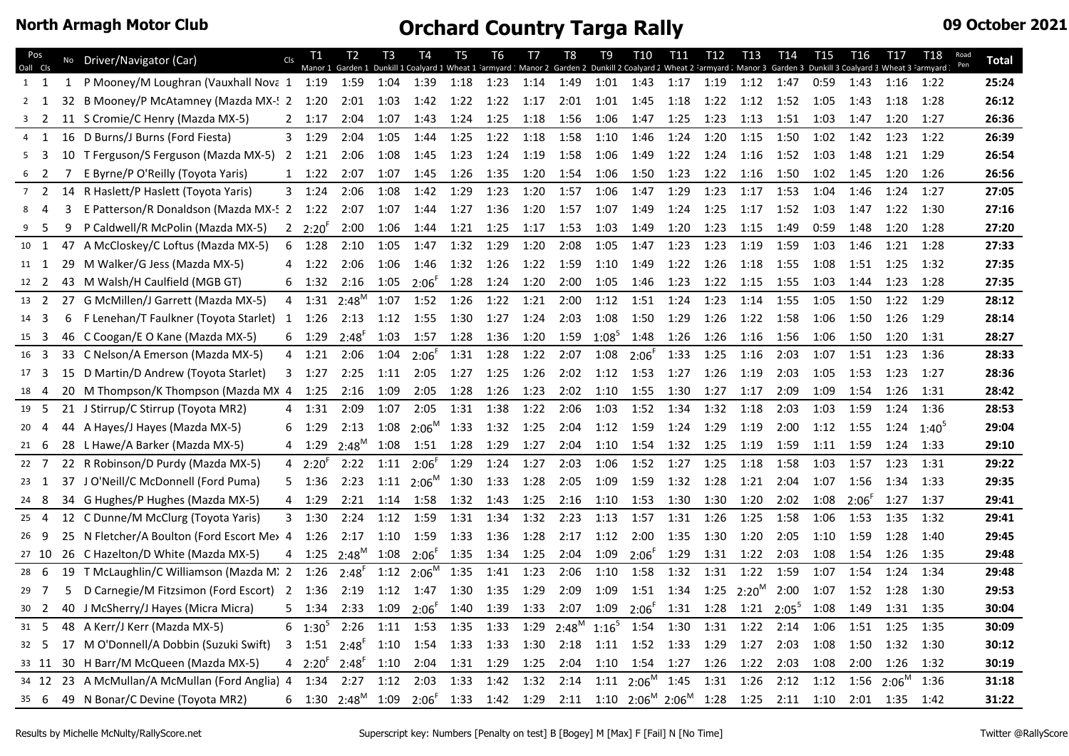**North Armagh Motor Club**

# Orchard Country Targa Rally

**09 October 2021**

| Pos Oall | Pos Cls | No | Driver/Navigator (Car) | Cls | T1 Manor 1 | T2 Garden 1 | T3 Dunkill 1 | T4 Coalyard 1 | T5 Wheat 1 | T6 Farmyard 1 | T7 Manor 2 | T8 Garden 2 | T9 Dunkill 2 | T10 Coalyard 2 | T11 Wheat 2 | T12 Farmyard 2 | T13 Manor 3 | T14 Garden 3 | T15 Dunkill 3 | T16 Coalyard 3 | T17 Wheat 3 | T18 Farmyard 3 | Road Pen | Total |
|---|---|---|---|---|---|---|---|---|---|---|---|---|---|---|---|---|---|---|---|---|---|---|---|---|
| 1 | 1 | 1 | P Mooney/M Loughran (Vauxhall Nova | 1 | 1:19 | 1:59 | 1:04 | 1:39 | 1:18 | 1:23 | 1:14 | 1:49 | 1:01 | 1:43 | 1:17 | 1:19 | 1:12 | 1:47 | 0:59 | 1:43 | 1:16 | 1:22 | | **25:24** |
| 2 | 1 | 32 | B Mooney/P McAtamney (Mazda MX-5 | 2 | 1:20 | 2:01 | 1:03 | 1:42 | 1:22 | 1:22 | 1:17 | 2:01 | 1:01 | 1:45 | 1:18 | 1:22 | 1:12 | 1:52 | 1:05 | 1:43 | 1:18 | 1:28 | | **26:12** |
| 3 | 2 | 11 | S Cromie/C Henry (Mazda MX-5) | 2 | 1:17 | 2:04 | 1:07 | 1:43 | 1:24 | 1:25 | 1:18 | 1:56 | 1:06 | 1:47 | 1:25 | 1:23 | 1:13 | 1:51 | 1:03 | 1:47 | 1:20 | 1:27 | | **26:36** |
| 4 | 1 | 16 | D Burns/J Burns (Ford Fiesta) | 3 | 1:29 | 2:04 | 1:05 | 1:44 | 1:25 | 1:22 | 1:18 | 1:58 | 1:10 | 1:46 | 1:24 | 1:20 | 1:15 | 1:50 | 1:02 | 1:42 | 1:23 | 1:22 | | **26:39** |
| 5 | 3 | 10 | T Ferguson/S Ferguson (Mazda MX-5) | 2 | 1:21 | 2:06 | 1:08 | 1:45 | 1:23 | 1:24 | 1:19 | 1:58 | 1:06 | 1:49 | 1:22 | 1:24 | 1:16 | 1:52 | 1:03 | 1:48 | 1:21 | 1:29 | | **26:54** |
| 6 | 2 | 7 | E Byrne/P O'Reilly (Toyota Yaris) | 1 | 1:22 | 2:07 | 1:07 | 1:45 | 1:26 | 1:35 | 1:20 | 1:54 | 1:06 | 1:50 | 1:23 | 1:22 | 1:16 | 1:50 | 1:02 | 1:45 | 1:20 | 1:26 | | **26:56** |
| 7 | 2 | 14 | R Haslett/P Haslett (Toyota Yaris) | 3 | 1:24 | 2:06 | 1:08 | 1:42 | 1:29 | 1:23 | 1:20 | 1:57 | 1:06 | 1:47 | 1:29 | 1:23 | 1:17 | 1:53 | 1:04 | 1:46 | 1:24 | 1:27 | | **27:05** |
| 8 | 4 | 3 | E Patterson/R Donaldson (Mazda MX-5 | 2 | 1:22 | 2:07 | 1:07 | 1:44 | 1:27 | 1:36 | 1:20 | 1:57 | 1:07 | 1:49 | 1:24 | 1:25 | 1:17 | 1:52 | 1:03 | 1:47 | 1:22 | 1:30 | | **27:16** |
| 9 | 5 | 9 | P Caldwell/R McPolin (Mazda MX-5) | 2 | 2:20 F | 2:00 | 1:06 | 1:44 | 1:21 | 1:25 | 1:17 | 1:53 | 1:03 | 1:49 | 1:20 | 1:23 | 1:15 | 1:49 | 0:59 | 1:48 | 1:20 | 1:28 | | **27:20** |
| 10 | 1 | 47 | A McCloskey/C Loftus (Mazda MX-5) | 6 | 1:28 | 2:10 | 1:05 | 1:47 | 1:32 | 1:29 | 1:20 | 2:08 | 1:05 | 1:47 | 1:23 | 1:23 | 1:19 | 1:59 | 1:03 | 1:46 | 1:21 | 1:28 | | **27:33** |
| 11 | 1 | 29 | M Walker/G Jess (Mazda MX-5) | 4 | 1:22 | 2:06 | 1:06 | 1:46 | 1:32 | 1:26 | 1:22 | 1:59 | 1:10 | 1:49 | 1:22 | 1:26 | 1:18 | 1:55 | 1:08 | 1:51 | 1:25 | 1:32 | | **27:35** |
| 12 | 2 | 43 | M Walsh/H Caulfield (MGB GT) | 6 | 1:32 | 2:16 | 1:05 | 2:06 F | 1:28 | 1:24 | 1:20 | 2:00 | 1:05 | 1:46 | 1:23 | 1:22 | 1:15 | 1:55 | 1:03 | 1:44 | 1:23 | 1:28 | | **27:35** |
| 13 | 2 | 27 | G McMillen/J Garrett (Mazda MX-5) | 4 | 1:31 | 2:48 M | 1:07 | 1:52 | 1:26 | 1:22 | 1:21 | 2:00 | 1:12 | 1:51 | 1:24 | 1:23 | 1:14 | 1:55 | 1:05 | 1:50 | 1:22 | 1:29 | | **28:12** |
| 14 | 3 | 6 | F Lenehan/T Faulkner (Toyota Starlet) | 1 | 1:26 | 2:13 | 1:12 | 1:55 | 1:30 | 1:27 | 1:24 | 2:03 | 1:08 | 1:50 | 1:29 | 1:26 | 1:22 | 1:58 | 1:06 | 1:50 | 1:26 | 1:29 | | **28:14** |
| 15 | 3 | 46 | C Coogan/E O Kane (Mazda MX-5) | 6 | 1:29 | 2:48 F | 1:03 | 1:57 | 1:28 | 1:36 | 1:20 | 1:59 | 1:08 5 | 1:48 | 1:26 | 1:26 | 1:16 | 1:56 | 1:06 | 1:50 | 1:20 | 1:31 | | **28:27** |
| 16 | 3 | 33 | C Nelson/A Emerson (Mazda MX-5) | 4 | 1:21 | 2:06 | 1:04 | 2:06 F | 1:31 | 1:28 | 1:22 | 2:07 | 1:08 | 2:06 F | 1:33 | 1:25 | 1:16 | 2:03 | 1:07 | 1:51 | 1:23 | 1:36 | | **28:33** |
| 17 | 3 | 15 | D Martin/D Andrew (Toyota Starlet) | 3 | 1:27 | 2:25 | 1:11 | 2:05 | 1:27 | 1:25 | 1:26 | 2:02 | 1:12 | 1:53 | 1:27 | 1:26 | 1:19 | 2:03 | 1:05 | 1:53 | 1:23 | 1:27 | | **28:36** |
| 18 | 4 | 20 | M Thompson/K Thompson (Mazda MX | 4 | 1:25 | 2:16 | 1:09 | 2:05 | 1:28 | 1:26 | 1:23 | 2:02 | 1:10 | 1:55 | 1:30 | 1:27 | 1:17 | 2:09 | 1:09 | 1:54 | 1:26 | 1:31 | | **28:42** |
| 19 | 5 | 21 | J Stirrup/C Stirrup (Toyota MR2) | 4 | 1:31 | 2:09 | 1:07 | 2:05 | 1:31 | 1:38 | 1:22 | 2:06 | 1:03 | 1:52 | 1:34 | 1:32 | 1:18 | 2:03 | 1:03 | 1:59 | 1:24 | 1:36 | | **28:53** |
| 20 | 4 | 44 | A Hayes/J Hayes (Mazda MX-5) | 6 | 1:29 | 2:13 | 1:08 | 2:06 M | 1:33 | 1:32 | 1:25 | 2:04 | 1:12 | 1:59 | 1:24 | 1:29 | 1:19 | 2:00 | 1:12 | 1:55 | 1:24 | 1:40 5 | | **29:04** |
| 21 | 6 | 28 | L Hawe/A Barker (Mazda MX-5) | 4 | 1:29 | 2:48 M | 1:08 | 1:51 | 1:28 | 1:29 | 1:27 | 2:04 | 1:10 | 1:54 | 1:32 | 1:25 | 1:19 | 1:59 | 1:11 | 1:59 | 1:24 | 1:33 | | **29:10** |
| 22 | 7 | 22 | R Robinson/D Purdy (Mazda MX-5) | 4 | 2:20 F | 2:22 | 1:11 | 2:06 F | 1:29 | 1:24 | 1:27 | 2:03 | 1:06 | 1:52 | 1:27 | 1:25 | 1:18 | 1:58 | 1:03 | 1:57 | 1:23 | 1:31 | | **29:22** |
| 23 | 1 | 37 | J O'Neill/C McDonnell (Ford Puma) | 5 | 1:36 | 2:23 | 1:11 | 2:06 M | 1:30 | 1:33 | 1:28 | 2:05 | 1:09 | 1:59 | 1:32 | 1:28 | 1:21 | 2:04 | 1:07 | 1:56 | 1:34 | 1:33 | | **29:35** |
| 24 | 8 | 34 | G Hughes/P Hughes (Mazda MX-5) | 4 | 1:29 | 2:21 | 1:14 | 1:58 | 1:32 | 1:43 | 1:25 | 2:16 | 1:10 | 1:53 | 1:30 | 1:30 | 1:20 | 2:02 | 1:08 | 2:06 F | 1:27 | 1:37 | | **29:41** |
| 25 | 4 | 12 | C Dunne/M McClurg (Toyota Yaris) | 3 | 1:30 | 2:24 | 1:12 | 1:59 | 1:31 | 1:34 | 1:32 | 2:23 | 1:13 | 1:57 | 1:31 | 1:26 | 1:25 | 1:58 | 1:06 | 1:53 | 1:35 | 1:32 | | **29:41** |
| 26 | 9 | 25 | N Fletcher/A Boulton (Ford Escort Mex | 4 | 1:26 | 2:17 | 1:10 | 1:59 | 1:33 | 1:36 | 1:28 | 2:17 | 1:12 | 2:00 | 1:35 | 1:30 | 1:20 | 2:05 | 1:10 | 1:59 | 1:28 | 1:40 | | **29:45** |
| 27 | 10 | 26 | C Hazelton/D White (Mazda MX-5) | 4 | 1:25 | 2:48 M | 1:08 | 2:06 F | 1:35 | 1:34 | 1:25 | 2:04 | 1:09 | 2:06 F | 1:29 | 1:31 | 1:22 | 2:03 | 1:08 | 1:54 | 1:26 | 1:35 | | **29:48** |
| 28 | 6 | 19 | T McLaughlin/C Williamson (Mazda M) | 2 | 1:26 | 2:48 F | 1:12 | 2:06 M | 1:35 | 1:41 | 1:23 | 2:06 | 1:10 | 1:58 | 1:32 | 1:31 | 1:22 | 1:59 | 1:07 | 1:54 | 1:24 | 1:34 | | **29:48** |
| 29 | 7 | 5 | D Carnegie/M Fitzsimon (Ford Escort) | 2 | 1:36 | 2:19 | 1:12 | 1:47 | 1:30 | 1:35 | 1:29 | 2:09 | 1:09 | 1:51 | 1:34 | 1:25 | 2:20 M | 2:00 | 1:07 | 1:52 | 1:28 | 1:30 | | **29:53** |
| 30 | 2 | 40 | J McSherry/J Hayes (Micra Micra) | 5 | 1:34 | 2:33 | 1:09 | 2:06 F | 1:40 | 1:39 | 1:33 | 2:07 | 1:09 | 2:06 F | 1:31 | 1:28 | 1:21 | 2:05 5 | 1:08 | 1:49 | 1:31 | 1:35 | | **30:04** |
| 31 | 5 | 48 | A Kerr/J Kerr (Mazda MX-5) | 6 | 1:30 5 | 2:26 | 1:11 | 1:53 | 1:35 | 1:33 | 1:29 | 2:48 M | 1:16 5 | 1:54 | 1:30 | 1:31 | 1:22 | 2:14 | 1:06 | 1:51 | 1:25 | 1:35 | | **30:09** |
| 32 | 5 | 17 | M O'Donnell/A Dobbin (Suzuki Swift) | 3 | 1:51 | 2:48 F | 1:10 | 1:54 | 1:33 | 1:33 | 1:30 | 2:18 | 1:11 | 1:52 | 1:33 | 1:29 | 1:27 | 2:03 | 1:08 | 1:50 | 1:32 | 1:30 | | **30:12** |
| 33 | 11 | 30 | H Barr/M McQueen (Mazda MX-5) | 4 | 2:20 F | 2:48 F | 1:10 | 2:04 | 1:31 | 1:29 | 1:25 | 2:04 | 1:10 | 1:54 | 1:27 | 1:26 | 1:22 | 2:03 | 1:08 | 2:00 | 1:26 | 1:32 | | **30:19** |
| 34 | 12 | 23 | A McMullan/A McMullan (Ford Anglia) | 4 | 1:34 | 2:27 | 1:12 | 2:03 | 1:33 | 1:42 | 1:32 | 2:14 | 1:11 | 2:06 M | 1:45 | 1:31 | 1:26 | 2:12 | 1:12 | 1:56 | 2:06 M | 1:36 | | **31:18** |
| 35 | 6 | 49 | N Bonar/C Devine (Toyota MR2) | 6 | 1:30 | 2:48 M | 1:09 | 2:06 F | 1:33 | 1:42 | 1:29 | 2:11 | 1:10 | 2:06 M | 2:06 M | 1:28 | 1:25 | 2:11 | 1:10 | 2:01 | 1:35 | 1:42 | | **31:22** |

Results by Michelle McNulty/RallyScore.net    Superscript key: Numbers [Penalty on test] B [Bogey] M [Max] F [Fail] N [No Time]    Twitter @RallyScore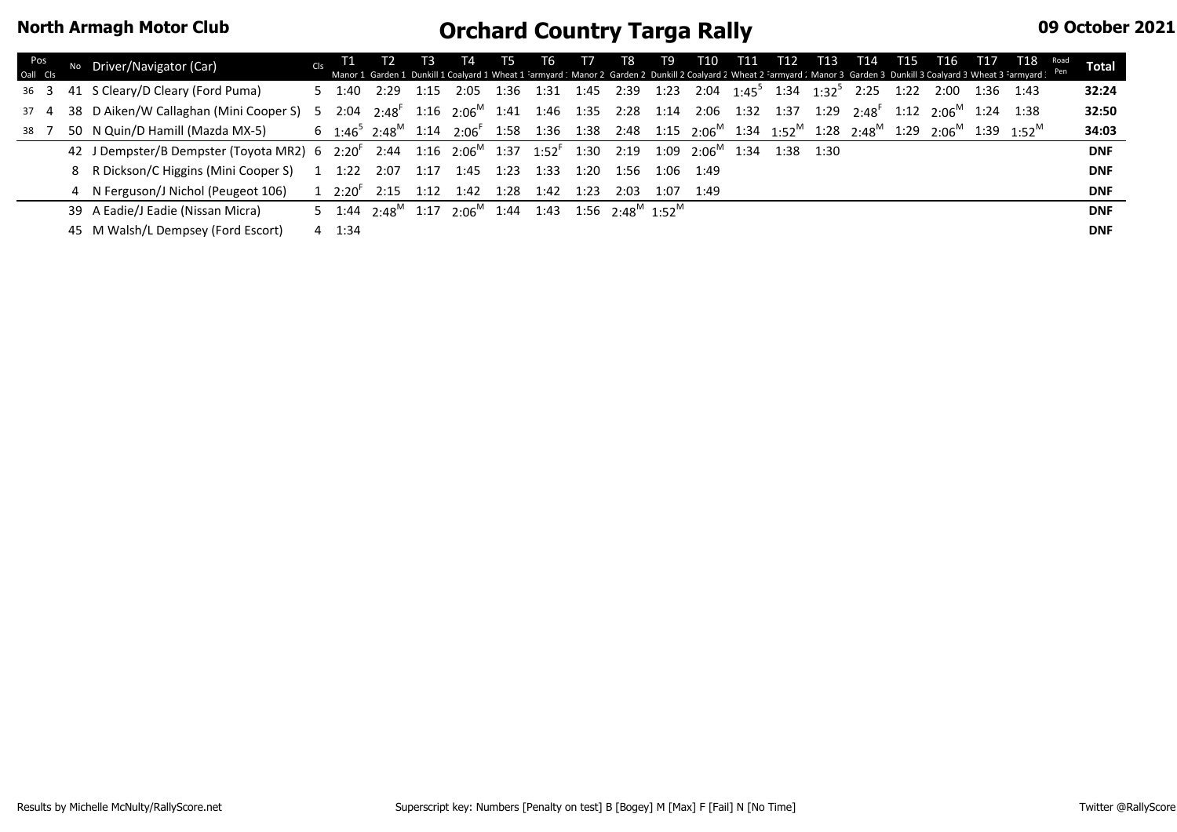# North Armagh Motor Club

# Orchard Country Targa Rally

**09 October 2021**

| Pos Oall | Pos Cls | No | Driver/Navigator (Car) | Cls | T1 Manor 1 | T2 Garden 1 | T3 Dunkill 1 | T4 Coalyard 1 | T5 Wheat 1 | T6 Farmyard 1 | T7 Manor 2 | T8 Garden 2 | T9 Dunkill 2 | T10 Coalyard 2 | T11 Wheat 2 | T12 Farmyard 2 | T13 Manor 3 | T14 Garden 3 | T15 Dunkill 3 | T16 Coalyard 3 | T17 Wheat 3 | T18 Farmyard 3 | Road Pen | Total |
|---|---|---|---|---|---|---|---|---|---|---|---|---|---|---|---|---|---|---|---|---|---|---|---|---|
| 36 | 3 | 41 | S Cleary/D Cleary (Ford Puma) | 5 | 1:40 | 2:29 | 1:15 | 2:05 | 1:36 | 1:31 | 1:45 | 2:39 | 1:23 | 2:04 | 1:45 5 | 1:34 | 1:32 5 | 2:25 | 1:22 | 2:00 | 1:36 | 1:43 | | **32:24** |
| 37 | 4 | 38 | D Aiken/W Callaghan (Mini Cooper S) | 5 | 2:04 | 2:48 F | 1:16 | 2:06 M | 1:41 | 1:46 | 1:35 | 2:28 | 1:14 | 2:06 | 1:32 | 1:37 | 1:29 | 2:48 F | 1:12 | 2:06 M | 1:24 | 1:38 | | **32:50** |
| 38 | 7 | 50 | N Quin/D Hamill (Mazda MX-5) | 6 | 1:46 5 | 2:48 M | 1:14 | 2:06 F | 1:58 | 1:36 | 1:38 | 2:48 | 1:15 | 2:06 M | 1:34 | 1:52 M | 1:28 | 2:48 M | 1:29 | 2:06 M | 1:39 | 1:52 M | | **34:03** |
| | | 42 | J Dempster/B Dempster (Toyota MR2) | 6 | 2:20 F | 2:44 | 1:16 | 2:06 M | 1:37 | 1:52 F | 1:30 | 2:19 | 1:09 | 2:06 M | 1:34 | 1:38 | 1:30 | | | | | | | **DNF** |
| | | 8 | R Dickson/C Higgins (Mini Cooper S) | 1 | 1:22 | 2:07 | 1:17 | 1:45 | 1:23 | 1:33 | 1:20 | 1:56 | 1:06 | 1:49 | | | | | | | | | | **DNF** |
| | | 4 | N Ferguson/J Nichol (Peugeot 106) | 1 | 2:20 F | 2:15 | 1:12 | 1:42 | 1:28 | 1:42 | 1:23 | 2:03 | 1:07 | 1:49 | | | | | | | | | | **DNF** |
| | | 39 | A Eadie/J Eadie (Nissan Micra) | 5 | 1:44 | 2:48 M | 1:17 | 2:06 M | 1:44 | 1:43 | 1:56 | 2:48 M | 1:52 M | | | | | | | | | | | **DNF** |
| | | 45 | M Walsh/L Dempsey (Ford Escort) | 4 | 1:34 | | | | | | | | | | | | | | | | | | | **DNF** |

Results by Michelle McNulty/RallyScore.net

Superscript key: Numbers [Penalty on test] B [Bogey] M [Max] F [Fail] N [No Time]

Twitter @RallyScore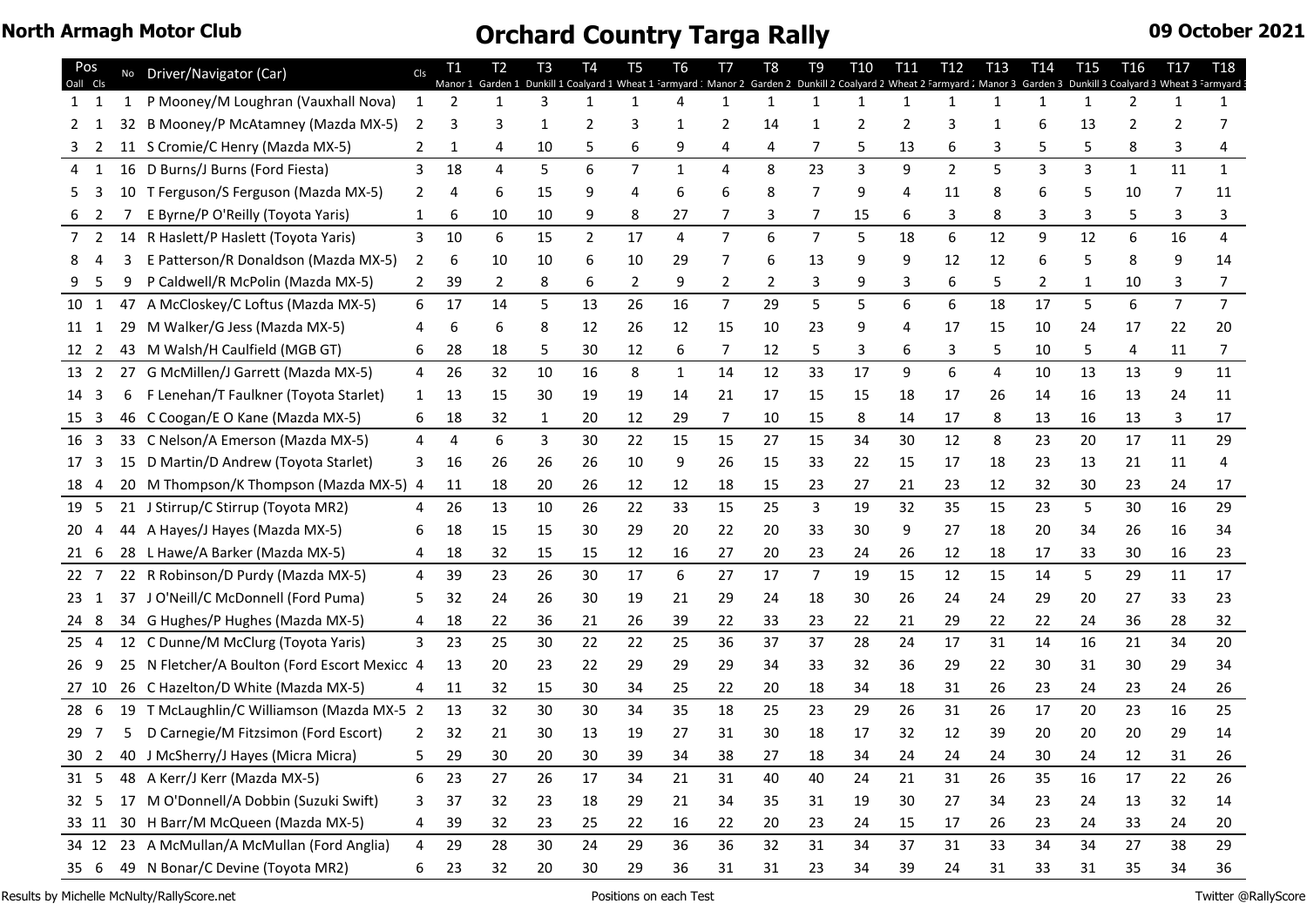**North Armagh Motor Club**

# Orchard Country Targa Rally

**09 October 2021**

| Pos Oall | Pos Cls | No | Driver/Navigator (Car) | Cls | T1 Manor 1 | T2 Garden 1 | T3 Dunkill 1 | T4 Coalyard 1 | T5 Wheat 1 | T6 Farmyard 1 | T7 Manor 2 | T8 Garden 2 | T9 Dunkill 2 | T10 Coalyard 2 | T11 Wheat 2 | T12 Farmyard 2 | T13 Manor 3 | T14 Garden 3 | T15 Dunkill 3 | T16 Coalyard 3 | T17 Wheat 3 | T18 Farmyard 3 |
|---|---|---|---|---|---|---|---|---|---|---|---|---|---|---|---|---|---|---|---|---|---|---|
| 1 | 1 | 1 | P Mooney/M Loughran (Vauxhall Nova) | 1 | 2 | 1 | 3 | 1 | 1 | 4 | 1 | 1 | 1 | 1 | 1 | 1 | 1 | 1 | 1 | 2 | 1 | 1 |
| 2 | 1 | 32 | B Mooney/P McAtamney (Mazda MX-5) | 2 | 3 | 3 | 1 | 2 | 3 | 1 | 2 | 14 | 1 | 2 | 2 | 3 | 1 | 6 | 13 | 2 | 2 | 7 |
| 3 | 2 | 11 | S Cromie/C Henry (Mazda MX-5) | 2 | 1 | 4 | 10 | 5 | 6 | 9 | 4 | 4 | 7 | 5 | 13 | 6 | 3 | 5 | 5 | 8 | 3 | 4 |
| 4 | 1 | 16 | D Burns/J Burns (Ford Fiesta) | 3 | 18 | 4 | 5 | 6 | 7 | 1 | 4 | 8 | 23 | 3 | 9 | 2 | 5 | 3 | 3 | 1 | 11 | 1 |
| 5 | 3 | 10 | T Ferguson/S Ferguson (Mazda MX-5) | 2 | 4 | 6 | 15 | 9 | 4 | 6 | 6 | 8 | 7 | 9 | 4 | 11 | 8 | 6 | 5 | 10 | 7 | 11 |
| 6 | 2 | 7 | E Byrne/P O'Reilly (Toyota Yaris) | 1 | 6 | 10 | 10 | 9 | 8 | 27 | 7 | 3 | 7 | 15 | 6 | 3 | 8 | 3 | 3 | 5 | 3 | 3 |
| 7 | 2 | 14 | R Haslett/P Haslett (Toyota Yaris) | 3 | 10 | 6 | 15 | 2 | 17 | 4 | 7 | 6 | 7 | 5 | 18 | 6 | 12 | 9 | 12 | 6 | 16 | 4 |
| 8 | 4 | 3 | E Patterson/R Donaldson (Mazda MX-5) | 2 | 6 | 10 | 10 | 6 | 10 | 29 | 7 | 6 | 13 | 9 | 9 | 12 | 12 | 6 | 5 | 8 | 9 | 14 |
| 9 | 5 | 9 | P Caldwell/R McPolin (Mazda MX-5) | 2 | 39 | 2 | 8 | 6 | 2 | 9 | 2 | 2 | 3 | 9 | 3 | 6 | 5 | 2 | 1 | 10 | 3 | 7 |
| 10 | 1 | 47 | A McCloskey/C Loftus (Mazda MX-5) | 6 | 17 | 14 | 5 | 13 | 26 | 16 | 7 | 29 | 5 | 5 | 6 | 6 | 18 | 17 | 5 | 6 | 7 | 7 |
| 11 | 1 | 29 | M Walker/G Jess (Mazda MX-5) | 4 | 6 | 6 | 8 | 12 | 26 | 12 | 15 | 10 | 23 | 9 | 4 | 17 | 15 | 10 | 24 | 17 | 22 | 20 |
| 12 | 2 | 43 | M Walsh/H Caulfield (MGB GT) | 6 | 28 | 18 | 5 | 30 | 12 | 6 | 7 | 12 | 5 | 3 | 6 | 3 | 5 | 10 | 5 | 4 | 11 | 7 |
| 13 | 2 | 27 | G McMillen/J Garrett (Mazda MX-5) | 4 | 26 | 32 | 10 | 16 | 8 | 1 | 14 | 12 | 33 | 17 | 9 | 6 | 4 | 10 | 13 | 13 | 9 | 11 |
| 14 | 3 | 6 | F Lenehan/T Faulkner (Toyota Starlet) | 1 | 13 | 15 | 30 | 19 | 19 | 14 | 21 | 17 | 15 | 15 | 18 | 17 | 26 | 14 | 16 | 13 | 24 | 11 |
| 15 | 3 | 46 | C Coogan/E O Kane (Mazda MX-5) | 6 | 18 | 32 | 1 | 20 | 12 | 29 | 7 | 10 | 15 | 8 | 14 | 17 | 8 | 13 | 16 | 13 | 3 | 17 |
| 16 | 3 | 33 | C Nelson/A Emerson (Mazda MX-5) | 4 | 4 | 6 | 3 | 30 | 22 | 15 | 15 | 27 | 15 | 34 | 30 | 12 | 8 | 23 | 20 | 17 | 11 | 29 |
| 17 | 3 | 15 | D Martin/D Andrew (Toyota Starlet) | 3 | 16 | 26 | 26 | 26 | 10 | 9 | 26 | 15 | 33 | 22 | 15 | 17 | 18 | 23 | 13 | 21 | 11 | 4 |
| 18 | 4 | 20 | M Thompson/K Thompson (Mazda MX-5) | 4 | 11 | 18 | 20 | 26 | 12 | 12 | 18 | 15 | 23 | 27 | 21 | 23 | 12 | 32 | 30 | 23 | 24 | 17 |
| 19 | 5 | 21 | J Stirrup/C Stirrup (Toyota MR2) | 4 | 26 | 13 | 10 | 26 | 22 | 33 | 15 | 25 | 3 | 19 | 32 | 35 | 15 | 23 | 5 | 30 | 16 | 29 |
| 20 | 4 | 44 | A Hayes/J Hayes (Mazda MX-5) | 6 | 18 | 15 | 15 | 30 | 29 | 20 | 22 | 20 | 33 | 30 | 9 | 27 | 18 | 20 | 34 | 26 | 16 | 34 |
| 21 | 6 | 28 | L Hawe/A Barker (Mazda MX-5) | 4 | 18 | 32 | 15 | 15 | 12 | 16 | 27 | 20 | 23 | 24 | 26 | 12 | 18 | 17 | 33 | 30 | 16 | 23 |
| 22 | 7 | 22 | R Robinson/D Purdy (Mazda MX-5) | 4 | 39 | 23 | 26 | 30 | 17 | 6 | 27 | 17 | 7 | 19 | 15 | 12 | 15 | 14 | 5 | 29 | 11 | 17 |
| 23 | 1 | 37 | J O'Neill/C McDonnell (Ford Puma) | 5 | 32 | 24 | 26 | 30 | 19 | 21 | 29 | 24 | 18 | 30 | 26 | 24 | 24 | 29 | 20 | 27 | 33 | 23 |
| 24 | 8 | 34 | G Hughes/P Hughes (Mazda MX-5) | 4 | 18 | 22 | 36 | 21 | 26 | 39 | 22 | 33 | 23 | 22 | 21 | 29 | 22 | 22 | 24 | 36 | 28 | 32 |
| 25 | 4 | 12 | C Dunne/M McClurg (Toyota Yaris) | 3 | 23 | 25 | 30 | 22 | 22 | 25 | 36 | 37 | 37 | 28 | 24 | 17 | 31 | 14 | 16 | 21 | 34 | 20 |
| 26 | 9 | 25 | N Fletcher/A Boulton (Ford Escort Mexico | 4 | 13 | 20 | 23 | 22 | 29 | 29 | 29 | 34 | 33 | 32 | 36 | 29 | 22 | 30 | 31 | 30 | 29 | 34 |
| 27 | 10 | 26 | C Hazelton/D White (Mazda MX-5) | 4 | 11 | 32 | 15 | 30 | 34 | 25 | 22 | 20 | 18 | 34 | 18 | 31 | 26 | 23 | 24 | 23 | 24 | 26 |
| 28 | 6 | 19 | T McLaughlin/C Williamson (Mazda MX-5 | 2 | 13 | 32 | 30 | 30 | 34 | 35 | 18 | 25 | 23 | 29 | 26 | 31 | 26 | 17 | 20 | 23 | 16 | 25 |
| 29 | 7 | 5 | D Carnegie/M Fitzsimon (Ford Escort) | 2 | 32 | 21 | 30 | 13 | 19 | 27 | 31 | 30 | 18 | 17 | 32 | 12 | 39 | 20 | 20 | 20 | 29 | 14 |
| 30 | 2 | 40 | J McSherry/J Hayes (Micra Micra) | 5 | 29 | 30 | 20 | 30 | 39 | 34 | 38 | 27 | 18 | 34 | 24 | 24 | 24 | 30 | 24 | 12 | 31 | 26 |
| 31 | 5 | 48 | A Kerr/J Kerr (Mazda MX-5) | 6 | 23 | 27 | 26 | 17 | 34 | 21 | 31 | 40 | 40 | 24 | 21 | 31 | 26 | 35 | 16 | 17 | 22 | 26 |
| 32 | 5 | 17 | M O'Donnell/A Dobbin (Suzuki Swift) | 3 | 37 | 32 | 23 | 18 | 29 | 21 | 34 | 35 | 31 | 19 | 30 | 27 | 34 | 23 | 24 | 13 | 32 | 14 |
| 33 | 11 | 30 | H Barr/M McQueen (Mazda MX-5) | 4 | 39 | 32 | 23 | 25 | 22 | 16 | 22 | 20 | 23 | 24 | 15 | 17 | 26 | 23 | 24 | 33 | 24 | 20 |
| 34 | 12 | 23 | A McMullan/A McMullan (Ford Anglia) | 4 | 29 | 28 | 30 | 24 | 29 | 36 | 36 | 32 | 31 | 34 | 37 | 31 | 33 | 34 | 34 | 27 | 38 | 29 |
| 35 | 6 | 49 | N Bonar/C Devine (Toyota MR2) | 6 | 23 | 32 | 20 | 30 | 29 | 36 | 31 | 31 | 23 | 34 | 39 | 24 | 31 | 33 | 31 | 35 | 34 | 36 |

Results by Michelle McNulty/RallyScore.net — Positions on each Test — Twitter @RallyScore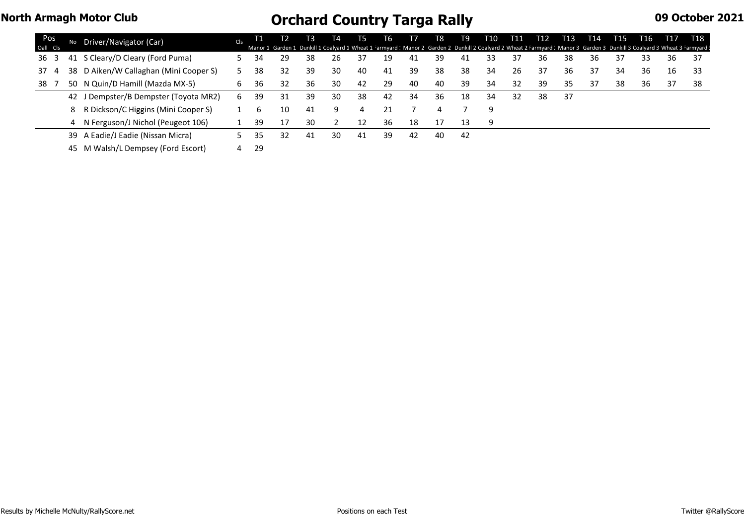North Armagh Motor Club

# Orchard Country Targa Rally

09 October 2021

| Pos Oall | Pos Cls | No | Driver/Navigator (Car) | Cls | T1 Manor 1 | T2 Garden 1 | T3 Dunkill 1 | T4 Coalyard 1 | T5 Wheat 1 | T6 Farmyard 1 | T7 Manor 2 | T8 Garden 2 | T9 Dunkill 2 | T10 Coalyard 2 | T11 Wheat 2 | T12 Farmyard 2 | T13 Manor 3 | T14 Garden 3 | T15 Dunkill 3 | T16 Coalyard 3 | T17 Wheat 3 | T18 Farmyard 3 |
|---|---|---|---|---|---|---|---|---|---|---|---|---|---|---|---|---|---|---|---|---|---|---|
| 36 | 3 | 41 | S Cleary/D Cleary (Ford Puma) | 5 | 34 | 29 | 38 | 26 | 37 | 19 | 41 | 39 | 41 | 33 | 37 | 36 | 38 | 36 | 37 | 33 | 36 | 37 |
| 37 | 4 | 38 | D Aiken/W Callaghan (Mini Cooper S) | 5 | 38 | 32 | 39 | 30 | 40 | 41 | 39 | 38 | 38 | 34 | 26 | 37 | 36 | 37 | 34 | 36 | 16 | 33 |
| 38 | 7 | 50 | N Quin/D Hamill (Mazda MX-5) | 6 | 36 | 32 | 36 | 30 | 42 | 29 | 40 | 40 | 39 | 34 | 32 | 39 | 35 | 37 | 38 | 36 | 37 | 38 |
| | | 42 | J Dempster/B Dempster (Toyota MR2) | 6 | 39 | 31 | 39 | 30 | 38 | 42 | 34 | 36 | 18 | 34 | 32 | 38 | 37 | | | | | |
| | | 8 | R Dickson/C Higgins (Mini Cooper S) | 1 | 6 | 10 | 41 | 9 | 4 | 21 | 7 | 4 | 7 | 9 | | | | | | | | |
| | | 4 | N Ferguson/J Nichol (Peugeot 106) | 1 | 39 | 17 | 30 | 2 | 12 | 36 | 18 | 17 | 13 | 9 | | | | | | | | |
| | | 39 | A Eadie/J Eadie (Nissan Micra) | 5 | 35 | 32 | 41 | 30 | 41 | 39 | 42 | 40 | 42 | | | | | | | | | |
| | | 45 | M Walsh/L Dempsey (Ford Escort) | 4 | 29 | | | | | | | | | | | | | | | | | |

Results by Michelle McNulty/RallyScore.net

Positions on each Test

Twitter @RallyScore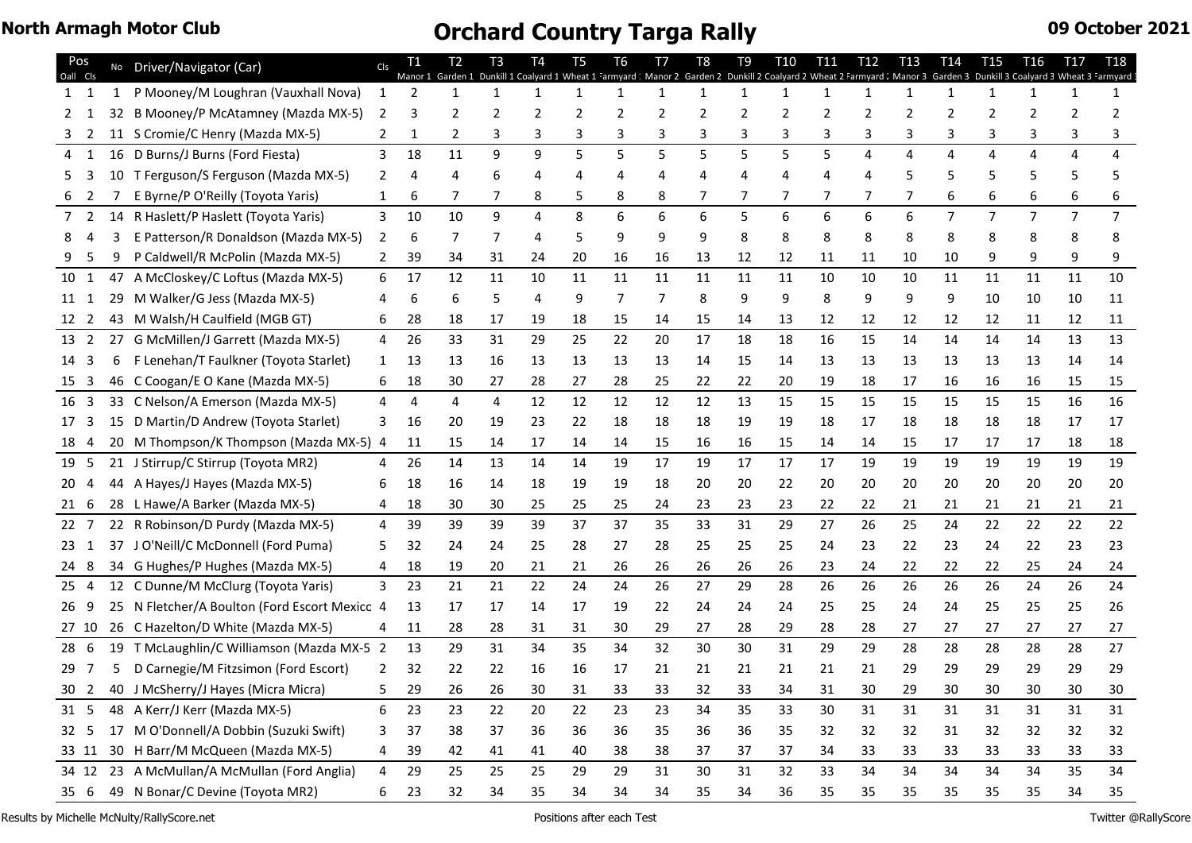North Armagh Motor Club

# Orchard Country Targa Rally

09 October 2021

| Pos Oall | Pos Cls | No | Driver/Navigator (Car) | Cls | T1 Manor 1 | T2 Garden 1 | T3 Dunkill 1 | T4 Coalyard 1 | T5 Wheat 1 | T6 Farmyard 1 | T7 Manor 2 | T8 Garden 2 | T9 Dunkill 2 | T10 Coalyard 2 | T11 Wheat 2 | T12 Farmyard 2 | T13 Manor 3 | T14 Garden 3 | T15 Dunkill 3 | T16 Coalyard 3 | T17 Wheat 3 | T18 Farmyard 3 |
|---|---|---|---|---|---|---|---|---|---|---|---|---|---|---|---|---|---|---|---|---|---|---|
| 1 | 1 | 1 | P Mooney/M Loughran (Vauxhall Nova) | 1 | 2 | 1 | 1 | 1 | 1 | 1 | 1 | 1 | 1 | 1 | 1 | 1 | 1 | 1 | 1 | 1 | 1 | 1 |
| 2 | 1 | 32 | B Mooney/P McAtamney (Mazda MX-5) | 2 | 3 | 2 | 2 | 2 | 2 | 2 | 2 | 2 | 2 | 2 | 2 | 2 | 2 | 2 | 2 | 2 | 2 | 2 |
| 3 | 2 | 11 | S Cromie/C Henry (Mazda MX-5) | 2 | 1 | 2 | 3 | 3 | 3 | 3 | 3 | 3 | 3 | 3 | 3 | 3 | 3 | 3 | 3 | 3 | 3 | 3 |
| 4 | 1 | 16 | D Burns/J Burns (Ford Fiesta) | 3 | 18 | 11 | 9 | 9 | 5 | 5 | 5 | 5 | 5 | 5 | 5 | 4 | 4 | 4 | 4 | 4 | 4 | 4 |
| 5 | 3 | 10 | T Ferguson/S Ferguson (Mazda MX-5) | 2 | 4 | 4 | 6 | 4 | 4 | 4 | 4 | 4 | 4 | 4 | 4 | 4 | 5 | 5 | 5 | 5 | 5 | 5 |
| 6 | 2 | 7 | E Byrne/P O'Reilly (Toyota Yaris) | 1 | 6 | 7 | 7 | 8 | 5 | 8 | 8 | 7 | 7 | 7 | 7 | 7 | 7 | 6 | 6 | 6 | 6 | 6 |
| 7 | 2 | 14 | R Haslett/P Haslett (Toyota Yaris) | 3 | 10 | 10 | 9 | 4 | 8 | 6 | 6 | 6 | 5 | 6 | 6 | 6 | 6 | 7 | 7 | 7 | 7 | 7 |
| 8 | 4 | 3 | E Patterson/R Donaldson (Mazda MX-5) | 2 | 6 | 7 | 7 | 4 | 5 | 9 | 9 | 9 | 8 | 8 | 8 | 8 | 8 | 8 | 8 | 8 | 8 | 8 |
| 9 | 5 | 9 | P Caldwell/R McPolin (Mazda MX-5) | 2 | 39 | 34 | 31 | 24 | 20 | 16 | 16 | 13 | 12 | 12 | 11 | 11 | 10 | 10 | 9 | 9 | 9 | 9 |
| 10 | 1 | 47 | A McCloskey/C Loftus (Mazda MX-5) | 6 | 17 | 12 | 11 | 10 | 11 | 11 | 11 | 11 | 11 | 11 | 10 | 10 | 10 | 11 | 11 | 11 | 11 | 10 |
| 11 | 1 | 29 | M Walker/G Jess (Mazda MX-5) | 4 | 6 | 6 | 5 | 4 | 9 | 7 | 7 | 8 | 9 | 9 | 8 | 9 | 9 | 9 | 10 | 10 | 10 | 11 |
| 12 | 2 | 43 | M Walsh/H Caulfield (MGB GT) | 6 | 28 | 18 | 17 | 19 | 18 | 15 | 14 | 15 | 14 | 13 | 12 | 12 | 12 | 12 | 12 | 11 | 12 | 11 |
| 13 | 2 | 27 | G McMillen/J Garrett (Mazda MX-5) | 4 | 26 | 33 | 31 | 29 | 25 | 22 | 20 | 17 | 18 | 18 | 16 | 15 | 14 | 14 | 14 | 14 | 13 | 13 |
| 14 | 3 | 6 | F Lenehan/T Faulkner (Toyota Starlet) | 1 | 13 | 13 | 16 | 13 | 13 | 13 | 13 | 14 | 15 | 14 | 13 | 13 | 13 | 13 | 13 | 13 | 14 | 14 |
| 15 | 3 | 46 | C Coogan/E O Kane (Mazda MX-5) | 6 | 18 | 30 | 27 | 28 | 27 | 28 | 25 | 22 | 22 | 20 | 19 | 18 | 17 | 16 | 16 | 16 | 15 | 15 |
| 16 | 3 | 33 | C Nelson/A Emerson (Mazda MX-5) | 4 | 4 | 4 | 4 | 12 | 12 | 12 | 12 | 12 | 13 | 15 | 15 | 15 | 15 | 15 | 15 | 15 | 16 | 16 |
| 17 | 3 | 15 | D Martin/D Andrew (Toyota Starlet) | 3 | 16 | 20 | 19 | 23 | 22 | 18 | 18 | 18 | 19 | 19 | 18 | 17 | 18 | 18 | 18 | 18 | 17 | 17 |
| 18 | 4 | 20 | M Thompson/K Thompson (Mazda MX-5) | 4 | 11 | 15 | 14 | 17 | 14 | 14 | 15 | 16 | 16 | 15 | 14 | 14 | 15 | 17 | 17 | 17 | 18 | 18 |
| 19 | 5 | 21 | J Stirrup/C Stirrup (Toyota MR2) | 4 | 26 | 14 | 13 | 14 | 14 | 19 | 17 | 19 | 17 | 17 | 17 | 19 | 19 | 19 | 19 | 19 | 19 | 19 |
| 20 | 4 | 44 | A Hayes/J Hayes (Mazda MX-5) | 6 | 18 | 16 | 14 | 18 | 19 | 19 | 18 | 20 | 20 | 22 | 20 | 20 | 20 | 20 | 20 | 20 | 20 | 20 |
| 21 | 6 | 28 | L Hawe/A Barker (Mazda MX-5) | 4 | 18 | 30 | 30 | 25 | 25 | 25 | 24 | 23 | 23 | 23 | 22 | 22 | 21 | 21 | 21 | 21 | 21 | 21 |
| 22 | 7 | 22 | R Robinson/D Purdy (Mazda MX-5) | 4 | 39 | 39 | 39 | 39 | 37 | 37 | 35 | 33 | 31 | 29 | 27 | 26 | 25 | 24 | 22 | 22 | 22 | 22 |
| 23 | 1 | 37 | J O'Neill/C McDonnell (Ford Puma) | 5 | 32 | 24 | 24 | 25 | 28 | 27 | 28 | 25 | 25 | 25 | 24 | 23 | 22 | 23 | 24 | 22 | 23 | 23 |
| 24 | 8 | 34 | G Hughes/P Hughes (Mazda MX-5) | 4 | 18 | 19 | 20 | 21 | 21 | 26 | 26 | 26 | 26 | 26 | 23 | 24 | 22 | 22 | 22 | 25 | 24 | 24 |
| 25 | 4 | 12 | C Dunne/M McClurg (Toyota Yaris) | 3 | 23 | 21 | 21 | 22 | 24 | 24 | 26 | 27 | 29 | 28 | 26 | 26 | 26 | 26 | 26 | 24 | 26 | 24 |
| 26 | 9 | 25 | N Fletcher/A Boulton (Ford Escort Mexico) | 4 | 13 | 17 | 17 | 14 | 17 | 19 | 22 | 24 | 24 | 24 | 25 | 25 | 24 | 24 | 25 | 25 | 25 | 26 |
| 27 | 10 | 26 | C Hazelton/D White (Mazda MX-5) | 4 | 11 | 28 | 28 | 31 | 31 | 30 | 29 | 27 | 28 | 29 | 28 | 28 | 27 | 27 | 27 | 27 | 27 | 27 |
| 28 | 6 | 19 | T McLaughlin/C Williamson (Mazda MX-5) | 2 | 13 | 29 | 31 | 34 | 35 | 34 | 32 | 30 | 30 | 31 | 29 | 29 | 28 | 28 | 28 | 28 | 28 | 27 |
| 29 | 7 | 5 | D Carnegie/M Fitzsimon (Ford Escort) | 2 | 32 | 22 | 22 | 16 | 16 | 17 | 21 | 21 | 21 | 21 | 21 | 21 | 29 | 29 | 29 | 29 | 29 | 29 |
| 30 | 2 | 40 | J McSherry/J Hayes (Micra Micra) | 5 | 29 | 26 | 26 | 30 | 31 | 33 | 33 | 32 | 33 | 34 | 31 | 30 | 29 | 30 | 30 | 30 | 30 | 30 |
| 31 | 5 | 48 | A Kerr/J Kerr (Mazda MX-5) | 6 | 23 | 23 | 22 | 20 | 22 | 23 | 23 | 34 | 35 | 33 | 30 | 31 | 31 | 31 | 31 | 31 | 31 | 31 |
| 32 | 5 | 17 | M O'Donnell/A Dobbin (Suzuki Swift) | 3 | 37 | 38 | 37 | 36 | 36 | 36 | 35 | 36 | 36 | 35 | 32 | 32 | 32 | 31 | 32 | 32 | 32 | 32 |
| 33 | 11 | 30 | H Barr/M McQueen (Mazda MX-5) | 4 | 39 | 42 | 41 | 41 | 40 | 38 | 38 | 37 | 37 | 37 | 34 | 33 | 33 | 33 | 33 | 33 | 33 | 33 |
| 34 | 12 | 23 | A McMullan/A McMullan (Ford Anglia) | 4 | 29 | 25 | 25 | 25 | 29 | 29 | 31 | 30 | 31 | 32 | 33 | 34 | 34 | 34 | 34 | 34 | 35 | 34 |
| 35 | 6 | 49 | N Bonar/C Devine (Toyota MR2) | 6 | 23 | 32 | 34 | 35 | 34 | 34 | 34 | 35 | 34 | 36 | 35 | 35 | 35 | 35 | 35 | 35 | 34 | 35 |

Results by Michelle McNulty/RallyScore.net — Positions after each Test — Twitter @RallyScore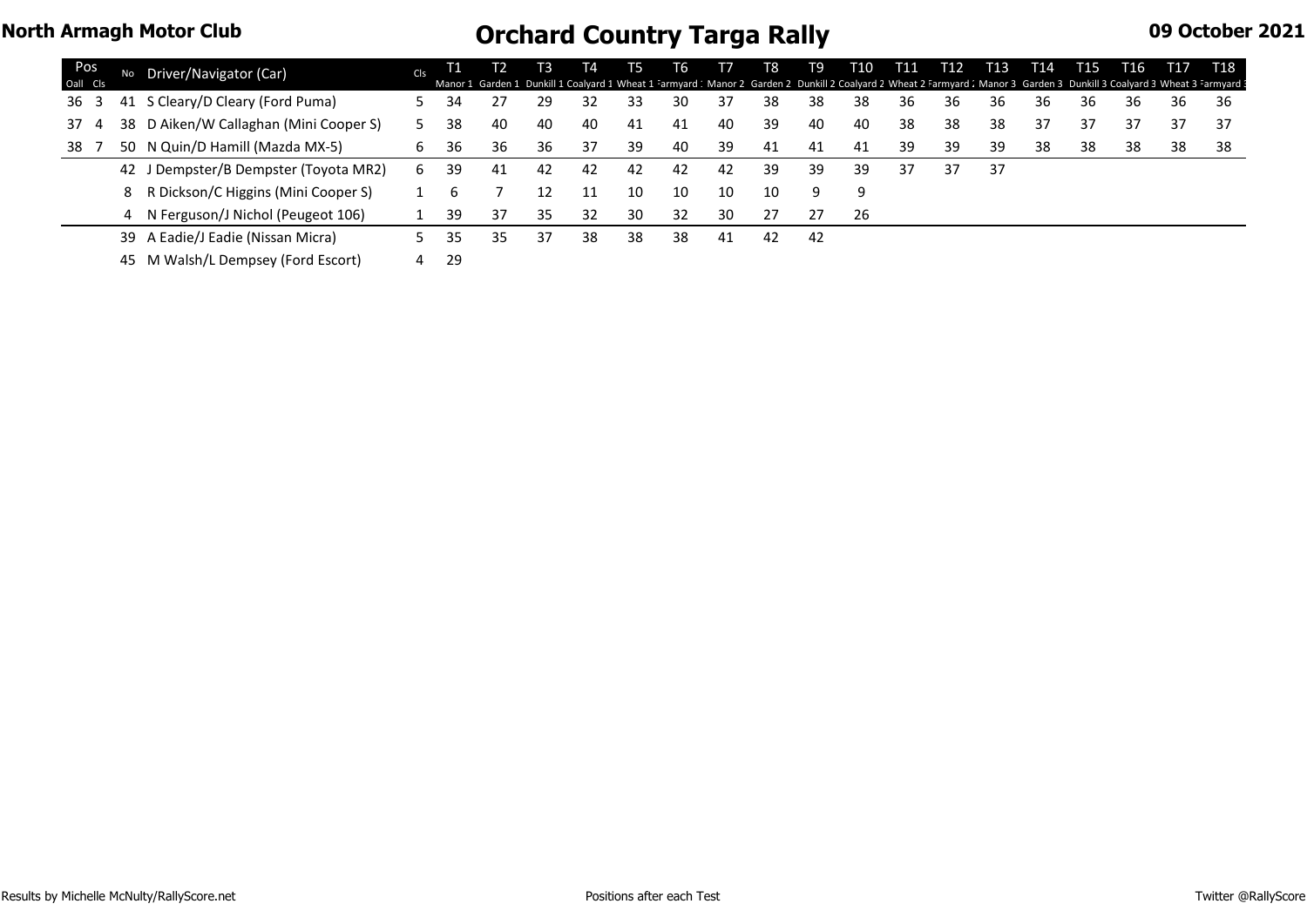**North Armagh Motor Club**

# Orchard Country Targa Rally

**09 October 2021**

| Pos Oall | Pos Cls | No | Driver/Navigator (Car) | Cls | T1 Manor 1 | T2 Garden 1 | T3 Dunkill 1 | T4 Coalyard 1 | T5 Wheat 1 | T6 Farmyard 1 | T7 Manor 2 | T8 Garden 2 | T9 Dunkill 2 | T10 Coalyard 2 | T11 Wheat 2 | T12 Farmyard 2 | T13 Manor 3 | T14 Garden 3 | T15 Dunkill 3 | T16 Coalyard 3 | T17 Wheat 3 | T18 Farmyard 3 |
|---|---|---|---|---|---|---|---|---|---|---|---|---|---|---|---|---|---|---|---|---|---|---|
| 36 | 3 | 41 | S Cleary/D Cleary (Ford Puma) | 5 | 34 | 27 | 29 | 32 | 33 | 30 | 37 | 38 | 38 | 38 | 36 | 36 | 36 | 36 | 36 | 36 | 36 | 36 |
| 37 | 4 | 38 | D Aiken/W Callaghan (Mini Cooper S) | 5 | 38 | 40 | 40 | 40 | 41 | 41 | 40 | 39 | 40 | 40 | 38 | 38 | 38 | 37 | 37 | 37 | 37 | 37 |
| 38 | 7 | 50 | N Quin/D Hamill (Mazda MX-5) | 6 | 36 | 36 | 36 | 37 | 39 | 40 | 39 | 41 | 41 | 41 | 39 | 39 | 39 | 38 | 38 | 38 | 38 | 38 |
| | | 42 | J Dempster/B Dempster (Toyota MR2) | 6 | 39 | 41 | 42 | 42 | 42 | 42 | 42 | 39 | 39 | 39 | 37 | 37 | 37 | | | | | |
| | | 8 | R Dickson/C Higgins (Mini Cooper S) | 1 | 6 | 7 | 12 | 11 | 10 | 10 | 10 | 10 | 9 | 9 | | | | | | | | |
| | | 4 | N Ferguson/J Nichol (Peugeot 106) | 1 | 39 | 37 | 35 | 32 | 30 | 32 | 30 | 27 | 27 | 26 | | | | | | | | |
| | | 39 | A Eadie/J Eadie (Nissan Micra) | 5 | 35 | 35 | 37 | 38 | 38 | 38 | 41 | 42 | 42 | | | | | | | | | |
| | | 45 | M Walsh/L Dempsey (Ford Escort) | 4 | 29 | | | | | | | | | | | | | | | | | |

Results by Michelle McNulty/RallyScore.net

Positions after each Test

Twitter @RallyScore